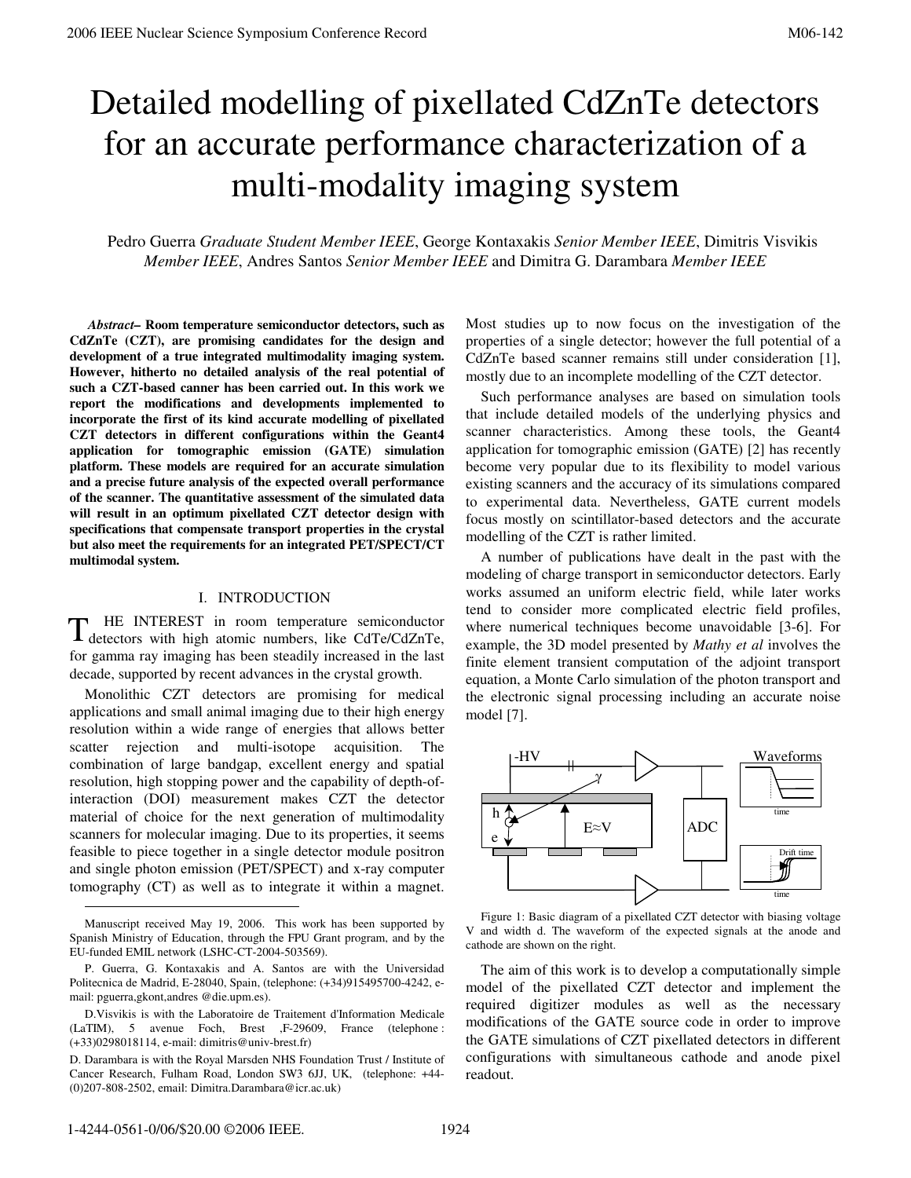# Detailed modelling of pixellated CdZnTe detectors for an accurate performance characterization of a multi-modality imaging system

Pedro Guerra *Graduate Student Member IEEE*, George Kontaxakis *Senior Member IEEE*, Dimitris Visvikis *Member IEEE*, Andres Santos *Senior Member IEEE* and Dimitra G. Darambara *Member IEEE*

***Abstract*– Room temperature semiconductor detectors, such as CdZnTe (CZT), are promising candidates for the design and development of a true integrated multimodality imaging system. However, hitherto no detailed analysis of the real potential of such a CZT-based canner has been carried out. In this work we report the modifications and developments implemented to incorporate the first of its kind accurate modelling of pixellated CZT detectors in different configurations within the Geant4 application for tomographic emission (GATE) simulation platform. These models are required for an accurate simulation and a precise future analysis of the expected overall performance of the scanner. The quantitative assessment of the simulated data will result in an optimum pixellated CZT detector design with specifications that compensate transport properties in the crystal but also meet the requirements for an integrated PET/SPECT/CT multimodal system.**

## I. INTRODUCTION

THE INTEREST in room temperature semiconductor detectors with high atomic numbers, like CdTe/CdZnTe, for gamma ray imaging has been steadily increased in the last decade, supported by recent advances in the crystal growth.

Monolithic CZT detectors are promising for medical applications and small animal imaging due to their high energy resolution within a wide range of energies that allows better scatter rejection and multi-isotope acquisition. The combination of large bandgap, excellent energy and spatial resolution, high stopping power and the capability of depth-of-interaction (DOI) measurement makes CZT the detector material of choice for the next generation of multimodality scanners for molecular imaging. Due to its properties, it seems feasible to piece together in a single detector module positron and single photon emission (PET/SPECT) and x-ray computer tomography (CT) as well as to integrate it within a magnet. Most studies up to now focus on the investigation of the properties of a single detector; however the full potential of a CdZnTe based scanner remains still under consideration [1], mostly due to an incomplete modelling of the CZT detector.

Such performance analyses are based on simulation tools that include detailed models of the underlying physics and scanner characteristics. Among these tools, the Geant4 application for tomographic emission (GATE) [2] has recently become very popular due to its flexibility to model various existing scanners and the accuracy of its simulations compared to experimental data. Nevertheless, GATE current models focus mostly on scintillator-based detectors and the accurate modelling of the CZT is rather limited.

A number of publications have dealt in the past with the modeling of charge transport in semiconductor detectors. Early works assumed an uniform electric field, while later works tend to consider more complicated electric field profiles, where numerical techniques become unavoidable [3-6]. For example, the 3D model presented by *Mathy et al* involves the finite element transient computation of the adjoint transport equation, a Monte Carlo simulation of the photon transport and the electronic signal processing including an accurate noise model [7].

Figure 1: Basic diagram of a pixellated CZT detector with biasing voltage V and width d. The waveform of the expected signals at the anode and cathode are shown on the right.

The aim of this work is to develop a computationally simple model of the pixellated CZT detector and implement the required digitizer modules as well as the necessary modifications of the GATE source code in order to improve the GATE simulations of CZT pixellated detectors in different configurations with simultaneous cathode and anode pixel readout.

---

Manuscript received May 19, 2006. This work has been supported by Spanish Ministry of Education, through the FPU Grant program, and by the EU-funded EMIL network (LSHC-CT-2004-503569).

P. Guerra, G. Kontaxakis and A. Santos are with the Universidad Politecnica de Madrid, E-28040, Spain, (telephone: (+34)915495700-4242, e-mail: pguerra,gkont,andres @die.upm.es).

D.Visvikis is with the Laboratoire de Traitement d'Information Medicale (LaTIM), 5 avenue Foch, Brest ,F-29609, France (telephone : (+33)0298018114, e-mail: dimitris@univ-brest.fr)

D. Darambara is with the Royal Marsden NHS Foundation Trust / Institute of Cancer Research, Fulham Road, London SW3 6JJ, UK, (telephone: +44-(0)207-808-2502, email: Dimitra.Darambara@icr.ac.uk)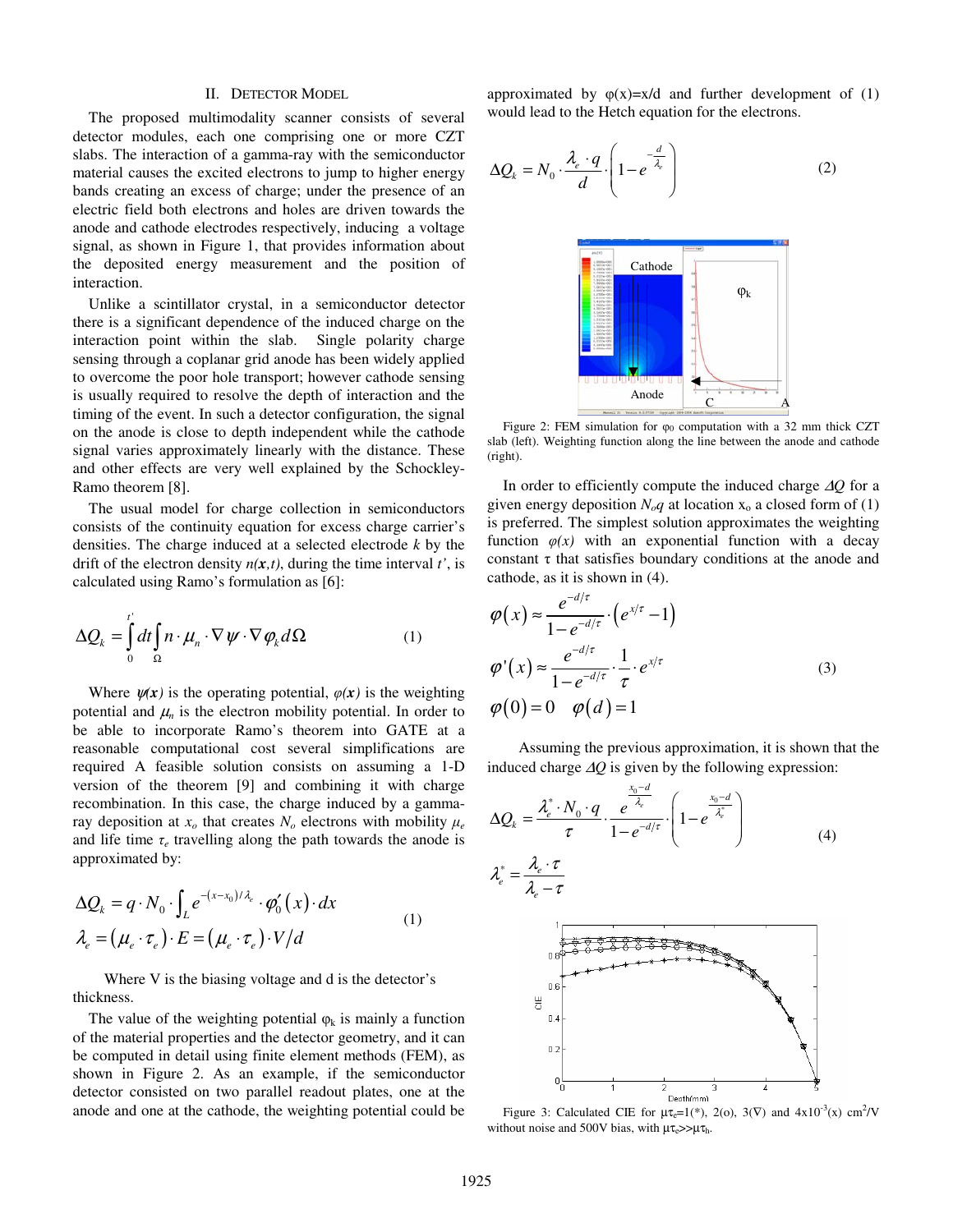## II. DETECTOR MODEL

The proposed multimodality scanner consists of several detector modules, each one comprising one or more CZT slabs. The interaction of a gamma-ray with the semiconductor material causes the excited electrons to jump to higher energy bands creating an excess of charge; under the presence of an electric field both electrons and holes are driven towards the anode and cathode electrodes respectively, inducing a voltage signal, as shown in Figure 1, that provides information about the deposited energy measurement and the position of interaction.

Unlike a scintillator crystal, in a semiconductor detector there is a significant dependence of the induced charge on the interaction point within the slab. Single polarity charge sensing through a coplanar grid anode has been widely applied to overcome the poor hole transport; however cathode sensing is usually required to resolve the depth of interaction and the timing of the event. In such a detector configuration, the signal on the anode is close to depth independent while the cathode signal varies approximately linearly with the distance. These and other effects are very well explained by the Schockley-Ramo theorem [8].

The usual model for charge collection in semiconductors consists of the continuity equation for excess charge carrier's densities. The charge induced at a selected electrode $k$ by the drift of the electron density $n(\boldsymbol{x},t)$, during the time interval $t'$, is calculated using Ramo's formulation as [6]:

$$\Delta Q_k = \int_0^{t'} dt \int_\Omega n \cdot \mu_n \cdot \nabla\psi \cdot \nabla\varphi_k d\Omega \qquad (1)$$

Where $\psi(\boldsymbol{x})$ is the operating potential, $\varphi(\boldsymbol{x})$ is the weighting potential and $\mu_n$ is the electron mobility potential. In order to be able to incorporate Ramo's theorem into GATE at a reasonable computational cost several simplifications are required A feasible solution consists on assuming a 1-D version of the theorem [9] and combining it with charge recombination. In this case, the charge induced by a gamma-ray deposition at $x_o$ that creates $N_o$ electrons with mobility $\mu_e$ and life time $\tau_e$ travelling along the path towards the anode is approximated by:

$$\Delta Q_k = q \cdot N_0 \cdot \int_L e^{-(x-x_0)/\lambda_e} \cdot \varphi_0'(x) \cdot dx$$
$$\lambda_e = (\mu_e \cdot \tau_e) \cdot E = (\mu_e \cdot \tau_e) \cdot V/d \qquad (1)$$

Where V is the biasing voltage and d is the detector's thickness.

The value of the weighting potential $\varphi_k$ is mainly a function of the material properties and the detector geometry, and it can be computed in detail using finite element methods (FEM), as shown in Figure 2. As an example, if the semiconductor detector consisted on two parallel readout plates, one at the anode and one at the cathode, the weighting potential could be approximated by $\varphi(x)=x/d$ and further development of (1) would lead to the Hetch equation for the electrons.

$$\Delta Q_k = N_0 \cdot \frac{\lambda_e \cdot q}{d} \cdot \left(1 - e^{-\frac{d}{\lambda_e}}\right) \qquad (2)$$

Figure 2: FEM simulation for $\varphi_0$ computation with a 32 mm thick CZT slab (left). Weighting function along the line between the anode and cathode (right).

In order to efficiently compute the induced charge $\Delta Q$ for a given energy deposition $N_o q$ at location $x_o$ a closed form of (1) is preferred. The simplest solution approximates the weighting function $\varphi(x)$ with an exponential function with a decay constant $\tau$ that satisfies boundary conditions at the anode and cathode, as it is shown in (4).

$$\varphi(x) \approx \frac{e^{-d/\tau}}{1-e^{-d/\tau}} \cdot \left(e^{x/\tau} - 1\right)$$
$$\varphi'(x) \approx \frac{e^{-d/\tau}}{1-e^{-d/\tau}} \cdot \frac{1}{\tau} \cdot e^{x/\tau} \qquad (3)$$
$$\varphi(0) = 0 \quad \varphi(d) = 1$$

Assuming the previous approximation, it is shown that the induced charge $\Delta Q$ is given by the following expression:

$$\Delta Q_k = \frac{\lambda_e^* \cdot N_0 \cdot q}{\tau} \cdot \frac{e^{\frac{x_0-d}{\lambda_e}}}{1-e^{-d/\tau}} \cdot \left(1 - e^{\frac{x_0-d}{\lambda_e^*}}\right) \qquad (4)$$
$$\lambda_e^* = \frac{\lambda_e \cdot \tau}{\lambda_e - \tau}$$

Figure 3: Calculated CIE for $\mu\tau_e$=1(*), 2(o), 3(∇) and $4\times10^{-3}$(x) $cm^2/V$ without noise and 500V bias, with $\mu\tau_e >> \mu\tau_h$.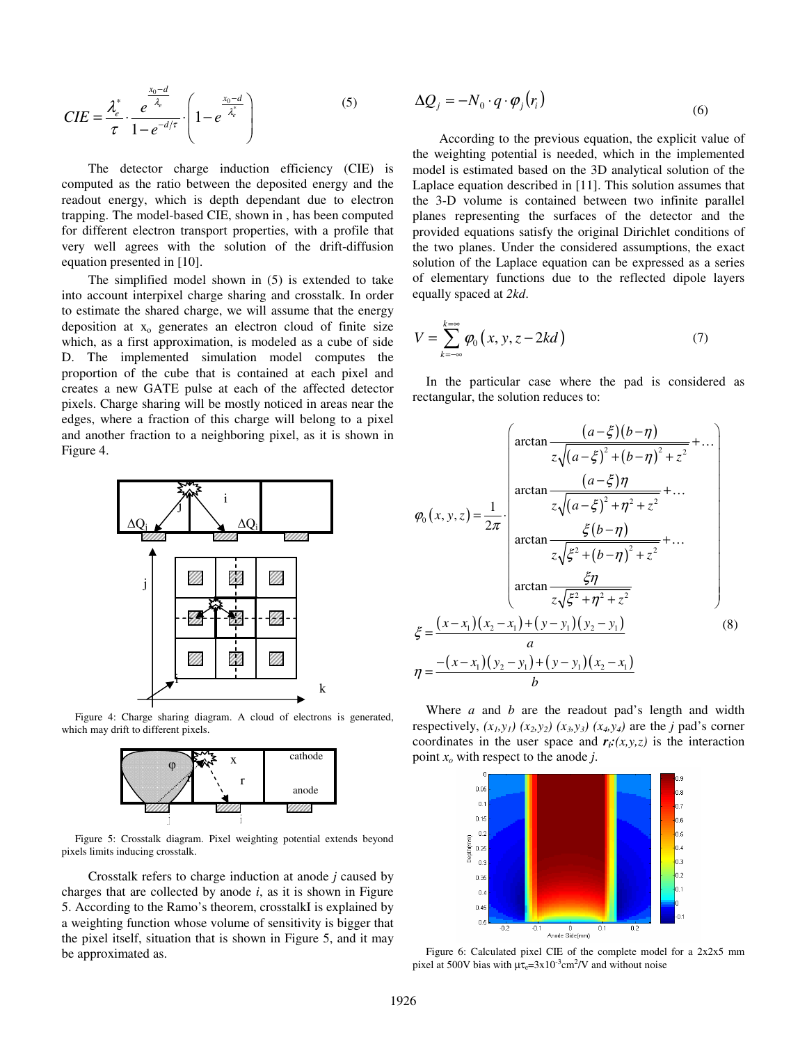$$CIE = \frac{\lambda_e^*}{\tau} \cdot \frac{e^{\frac{x_0 - d}{\lambda_e}}}{1 - e^{-d/\tau}} \cdot \left(1 - e^{\frac{x_0 - d}{\lambda_e^*}}\right) \quad (5)$$

The detector charge induction efficiency (CIE) is computed as the ratio between the deposited energy and the readout energy, which is depth dependant due to electron trapping. The model-based CIE, shown in , has been computed for different electron transport properties, with a profile that very well agrees with the solution of the drift-diffusion equation presented in [10].

The simplified model shown in (5) is extended to take into account interpixel charge sharing and crosstalk. In order to estimate the shared charge, we will assume that the energy deposition at $x_o$ generates an electron cloud of finite size which, as a first approximation, is modeled as a cube of side D. The implemented simulation model computes the proportion of the cube that is contained at each pixel and creates a new GATE pulse at each of the affected detector pixels. Charge sharing will be mostly noticed in areas near the edges, where a fraction of this charge will belong to a pixel and another fraction to a neighboring pixel, as it is shown in Figure 4.

Figure 4: Charge sharing diagram. A cloud of electrons is generated, which may drift to different pixels.

Figure 5: Crosstalk diagram. Pixel weighting potential extends beyond pixels limits inducing crosstalk.

Crosstalk refers to charge induction at anode *j* caused by charges that are collected by anode *i*, as it is shown in Figure 5. According to the Ramo's theorem, crosstalkI is explained by a weighting function whose volume of sensitivity is bigger that the pixel itself, situation that is shown in Figure 5, and it may be approximated as.

$$\Delta Q_j = -N_0 \cdot q \cdot \varphi_j(r_i) \quad (6)$$

According to the previous equation, the explicit value of the weighting potential is needed, which in the implemented model is estimated based on the 3D analytical solution of the Laplace equation described in [11]. This solution assumes that the 3-D volume is contained between two infinite parallel planes representing the surfaces of the detector and the provided equations satisfy the original Dirichlet conditions of the two planes. Under the considered assumptions, the exact solution of the Laplace equation can be expressed as a series of elementary functions due to the reflected dipole layers equally spaced at *2kd*.

$$V = \sum_{k=-\infty}^{k=\infty} \varphi_0\left(x, y, z - 2kd\right) \quad (7)$$

In the particular case where the pad is considered as rectangular, the solution reduces to:

$$\varphi_0(x,y,z) = \frac{1}{2\pi} \cdot \left( \begin{array}{l} \arctan \dfrac{(a-\xi)(b-\eta)}{z\sqrt{(a-\xi)^2 + (b-\eta)^2 + z^2}} + \ldots \\ \arctan \dfrac{(a-\xi)\eta}{z\sqrt{(a-\xi)^2 + \eta^2 + z^2}} + \ldots \\ \arctan \dfrac{\xi(b-\eta)}{z\sqrt{\xi^2 + (b-\eta)^2 + z^2}} + \ldots \\ \arctan \dfrac{\xi\eta}{z\sqrt{\xi^2 + \eta^2 + z^2}} \end{array} \right)$$

$$\xi = \frac{(x-x_1)(x_2-x_1) + (y-y_1)(y_2-y_1)}{a} \quad (8)$$

$$\eta = \frac{-(x-x_1)(y_2-y_1) + (y-y_1)(x_2-x_1)}{b}$$

Where *a* and *b* are the readout pad's length and width respectively, $(x_1,y_1)$ $(x_2,y_2)$ $(x_3,y_3)$ $(x_4,y_4)$ are the *j* pad's corner coordinates in the user space and $\mathbf{r_i}:(x,y,z)$ is the interaction point $x_o$ with respect to the anode *j*.

Figure 6: Calculated pixel CIE of the complete model for a 2x2x5 mm pixel at 500V bias with $\mu\tau_e = 3\times10^{-3}$ cm$^2$/V and without noise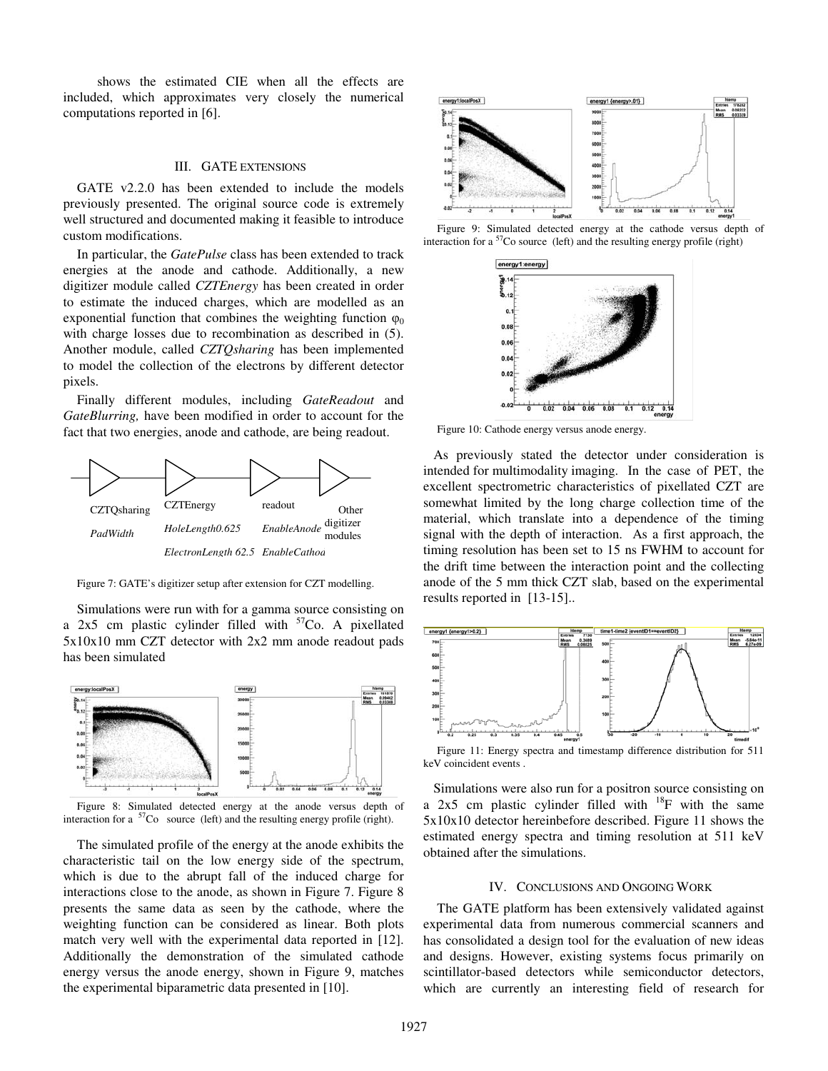shows the estimated CIE when all the effects are included, which approximates very closely the numerical computations reported in [6].

## III. GATE EXTENSIONS

GATE v2.2.0 has been extended to include the models previously presented. The original source code is extremely well structured and documented making it feasible to introduce custom modifications.

In particular, the *GatePulse* class has been extended to track energies at the anode and cathode. Additionally, a new digitizer module called *CZTEnergy* has been created in order to estimate the induced charges, which are modelled as an exponential function that combines the weighting function $\varphi_0$ with charge losses due to recombination as described in (5). Another module, called *CZTQsharing* has been implemented to model the collection of the electrons by different detector pixels.

Finally different modules, including *GateReadout* and *GateBlurring,* have been modified in order to account for the fact that two energies, anode and cathode, are being readout.

CZTQsharing *PadWidth* — CZTEnergy *HoleLength0.625* *ElectronLength 62.5* — readout *EnableAnode* *EnableCathoa* — Other digitizer modules

Figure 7: GATE's digitizer setup after extension for CZT modelling.

Simulations were run with for a gamma source consisting on a 2x5 cm plastic cylinder filled with $^{57}$Co. A pixellated 5x10x10 mm CZT detector with 2x2 mm anode readout pads has been simulated

Figure 8: Simulated detected energy at the anode versus depth of interaction for a $^{57}$Co source (left) and the resulting energy profile (right).

The simulated profile of the energy at the anode exhibits the characteristic tail on the low energy side of the spectrum, which is due to the abrupt fall of the induced charge for interactions close to the anode, as shown in Figure 7. Figure 8 presents the same data as seen by the cathode, where the weighting function can be considered as linear. Both plots match very well with the experimental data reported in [12]. Additionally the demonstration of the simulated cathode energy versus the anode energy, shown in Figure 9, matches the experimental biparametric data presented in [10].

Figure 9: Simulated detected energy at the cathode versus depth of interaction for a $^{57}$Co source (left) and the resulting energy profile (right)

Figure 10: Cathode energy versus anode energy.

As previously stated the detector under consideration is intended for multimodality imaging. In the case of PET, the excellent spectrometric characteristics of pixellated CZT are somewhat limited by the long charge collection time of the material, which translate into a dependence of the timing signal with the depth of interaction. As a first approach, the timing resolution has been set to 15 ns FWHM to account for the drift time between the interaction point and the collecting anode of the 5 mm thick CZT slab, based on the experimental results reported in [13-15]..

Figure 11: Energy spectra and timestamp difference distribution for 511 keV coincident events .

Simulations were also run for a positron source consisting on a 2x5 cm plastic cylinder filled with $^{18}$F with the same 5x10x10 detector hereinbefore described. Figure 11 shows the estimated energy spectra and timing resolution at 511 keV obtained after the simulations.

## IV. CONCLUSIONS AND ONGOING WORK

The GATE platform has been extensively validated against experimental data from numerous commercial scanners and has consolidated a design tool for the evaluation of new ideas and designs. However, existing systems focus primarily on scintillator-based detectors while semiconductor detectors, which are currently an interesting field of research for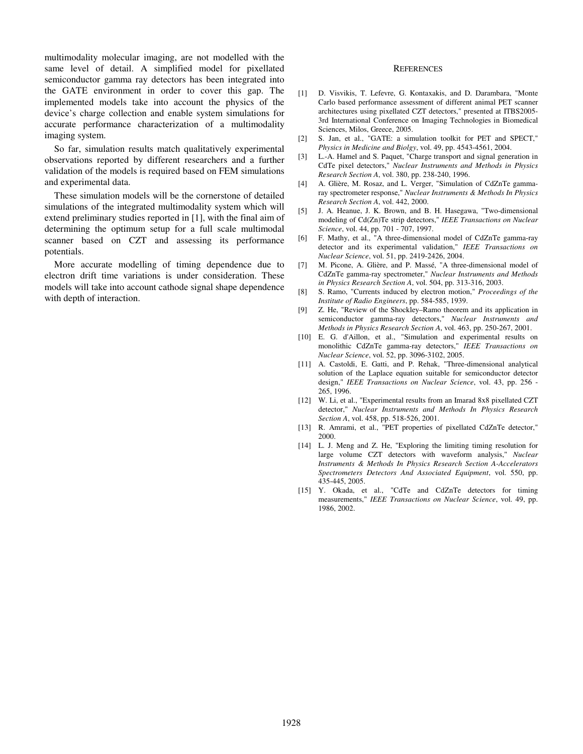multimodality molecular imaging, are not modelled with the same level of detail. A simplified model for pixellated semiconductor gamma ray detectors has been integrated into the GATE environment in order to cover this gap. The implemented models take into account the physics of the device's charge collection and enable system simulations for accurate performance characterization of a multimodality imaging system.

So far, simulation results match qualitatively experimental observations reported by different researchers and a further validation of the models is required based on FEM simulations and experimental data.

These simulation models will be the cornerstone of detailed simulations of the integrated multimodality system which will extend preliminary studies reported in [1], with the final aim of determining the optimum setup for a full scale multimodal scanner based on CZT and assessing its performance potentials.

More accurate modelling of timing dependence due to electron drift time variations is under consideration. These models will take into account cathode signal shape dependence with depth of interaction.

## References

[1] D. Visvikis, T. Lefevre, G. Kontaxakis, and D. Darambara, "Monte Carlo based performance assessment of different animal PET scanner architectures using pixellated CZT detectors," presented at ITBS2005-3rd International Conference on Imaging Technologies in Biomedical Sciences, Milos, Greece, 2005.

[2] S. Jan, et al., "GATE: a simulation toolkit for PET and SPECT," *Physics in Medicine and Biolgy*, vol. 49, pp. 4543-4561, 2004.

[3] L.-A. Hamel and S. Paquet, "Charge transport and signal generation in CdTe pixel detectors," *Nuclear Instruments and Methods in Physics Research Section A*, vol. 380, pp. 238-240, 1996.

[4] A. Glière, M. Rosaz, and L. Verger, "Simulation of CdZnTe gamma-ray spectrometer response," *Nuclear Instruments & Methods In Physics Research Section A*, vol. 442, 2000.

[5] J. A. Heanue, J. K. Brown, and B. H. Hasegawa, "Two-dimensional modeling of Cd(Zn)Te strip detectors," *IEEE Transactions on Nuclear Science*, vol. 44, pp. 701 - 707, 1997.

[6] F. Mathy, et al., "A three-dimensional model of CdZnTe gamma-ray detector and its experimental validation," *IEEE Transactions on Nuclear Science*, vol. 51, pp. 2419-2426, 2004.

[7] M. Picone, A. Glière, and P. Massé, "A three-dimensional model of CdZnTe gamma-ray spectrometer," *Nuclear Instruments and Methods in Physics Research Section A*, vol. 504, pp. 313-316, 2003.

[8] S. Ramo, "Currents induced by electron motion," *Proceedings of the Institute of Radio Engineers*, pp. 584-585, 1939.

[9] Z. He, "Review of the Shockley–Ramo theorem and its application in semiconductor gamma-ray detectors," *Nuclear Instruments and Methods in Physics Research Section A*, vol. 463, pp. 250-267, 2001.

[10] E. G. d'Aillon, et al., "Simulation and experimental results on monolithic CdZnTe gamma-ray detectors," *IEEE Transactions on Nuclear Science*, vol. 52, pp. 3096-3102, 2005.

[11] A. Castoldi, E. Gatti, and P. Rehak, "Three-dimensional analytical solution of the Laplace equation suitable for semiconductor detector design," *IEEE Transactions on Nuclear Science*, vol. 43, pp. 256 - 265, 1996.

[12] W. Li, et al., "Experimental results from an Imarad 8x8 pixellated CZT detector," *Nuclear Instruments and Methods In Physics Research Section A*, vol. 458, pp. 518-526, 2001.

[13] R. Amrami, et al., "PET properties of pixellated CdZnTe detector," 2000.

[14] L. J. Meng and Z. He, "Exploring the limiting timing resolution for large volume CZT detectors with waveform analysis," *Nuclear Instruments & Methods In Physics Research Section A-Accelerators Spectrometers Detectors And Associated Equipment*, vol. 550, pp. 435-445, 2005.

[15] Y. Okada, et al., "CdTe and CdZnTe detectors for timing measurements," *IEEE Transactions on Nuclear Science*, vol. 49, pp. 1986, 2002.